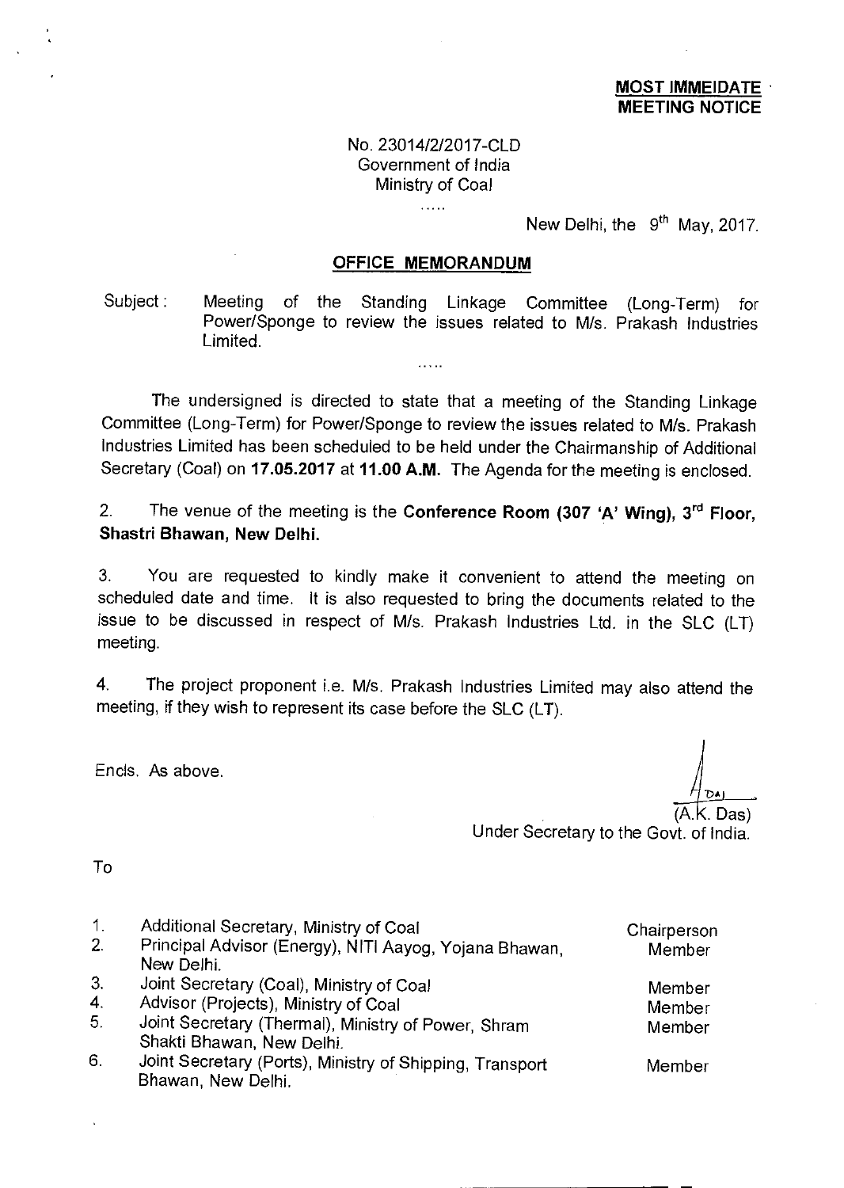**MOST IMMEIDATE**
**MEETING NOTICE**

No. 23014/2/2017-CLD
Government of India
Ministry of Coal

.....

New Delhi, the 9th May, 2017.

**OFFICE MEMORANDUM**

Subject : Meeting of the Standing Linkage Committee (Long-Term) for Power/Sponge to review the issues related to M/s. Prakash Industries Limited.

.....

The undersigned is directed to state that a meeting of the Standing Linkage Committee (Long-Term) for Power/Sponge to review the issues related to M/s. Prakash Industries Limited has been scheduled to be held under the Chairmanship of Additional Secretary (Coal) on **17.05.2017** at **11.00 A.M.** The Agenda for the meeting is enclosed.

2. The venue of the meeting is the **Conference Room (307 'A' Wing), 3rd Floor, Shastri Bhawan, New Delhi.**

3. You are requested to kindly make it convenient to attend the meeting on scheduled date and time. It is also requested to bring the documents related to the issue to be discussed in respect of M/s. Prakash Industries Ltd. in the SLC (LT) meeting.

4. The project proponent i.e. M/s. Prakash Industries Limited may also attend the meeting, if they wish to represent its case before the SLC (LT).

Encls. As above.

(A.K. Das)
Under Secretary to the Govt. of India.

To

| | | |
|---|---|---|
| 1. | Additional Secretary, Ministry of Coal | Chairperson |
| 2. | Principal Advisor (Energy), NITI Aayog, Yojana Bhawan, New Delhi. | Member |
| 3. | Joint Secretary (Coal), Ministry of Coal | Member |
| 4. | Advisor (Projects), Ministry of Coal | Member |
| 5. | Joint Secretary (Thermal), Ministry of Power, Shram Shakti Bhawan, New Delhi. | Member |
| 6. | Joint Secretary (Ports), Ministry of Shipping, Transport Bhawan, New Delhi. | Member |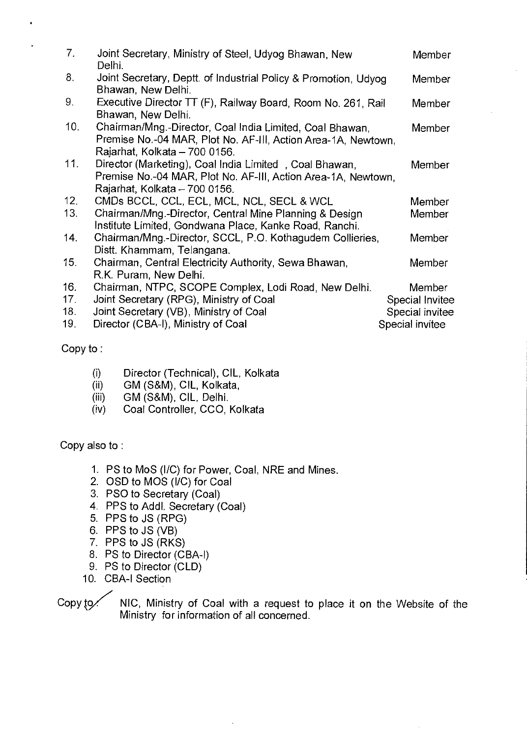| | | |
|---|---|---|
| 7. | Joint Secretary, Ministry of Steel, Udyog Bhawan, New Delhi. | Member |
| 8. | Joint Secretary, Deptt. of Industrial Policy & Promotion, Udyog Bhawan, New Delhi. | Member |
| 9. | Executive Director TT (F), Railway Board, Room No. 261, Rail Bhawan, New Delhi. | Member |
| 10. | Chairman/Mng.-Director, Coal India Limited, Coal Bhawan, Premise No.-04 MAR, Plot No. AF-III, Action Area-1A, Newtown, Rajarhat, Kolkata – 700 0156. | Member |
| 11. | Director (Marketing), Coal India Limited , Coal Bhawan, Premise No.-04 MAR, Plot No. AF-III, Action Area-1A, Newtown, Rajarhat, Kolkata – 700 0156. | Member |
| 12. | CMDs BCCL, CCL, ECL, MCL, NCL, SECL & WCL | Member |
| 13. | Chairman/Mng.-Director, Central Mine Planning & Design Institute Limited, Gondwana Place, Kanke Road, Ranchi. | Member |
| 14. | Chairman/Mng.-Director, SCCL, P.O. Kothagudem Collieries, Distt. Khammam, Telangana. | Member |
| 15. | Chairman, Central Electricity Authority, Sewa Bhawan, R.K. Puram, New Delhi. | Member |
| 16. | Chairman, NTPC, SCOPE Complex, Lodi Road, New Delhi. | Member |
| 17. | Joint Secretary (RPG), Ministry of Coal | Special Invitee |
| 18. | Joint Secretary (VB), Ministry of Coal | Special invitee |
| 19. | Director (CBA-I), Ministry of Coal | Special invitee |

Copy to :

- (i) Director (Technical), CIL, Kolkata
- (ii) GM (S&M), CIL, Kolkata,
- (iii) GM (S&M), CIL, Delhi.
- (iv) Coal Controller, CCO, Kolkata

Copy also to :

1. PS to MoS (I/C) for Power, Coal, NRE and Mines.
2. OSD to MOS (I/C) for Coal
3. PSO to Secretary (Coal)
4. PPS to Addl. Secretary (Coal)
5. PPS to JS (RPG)
6. PPS to JS (VB)
7. PPS to JS (RKS)
8. PS to Director (CBA-I)
9. PS to Director (CLD)
10. CBA-I Section

Copy to: NIC, Ministry of Coal with a request to place it on the Website of the Ministry for information of all concerned.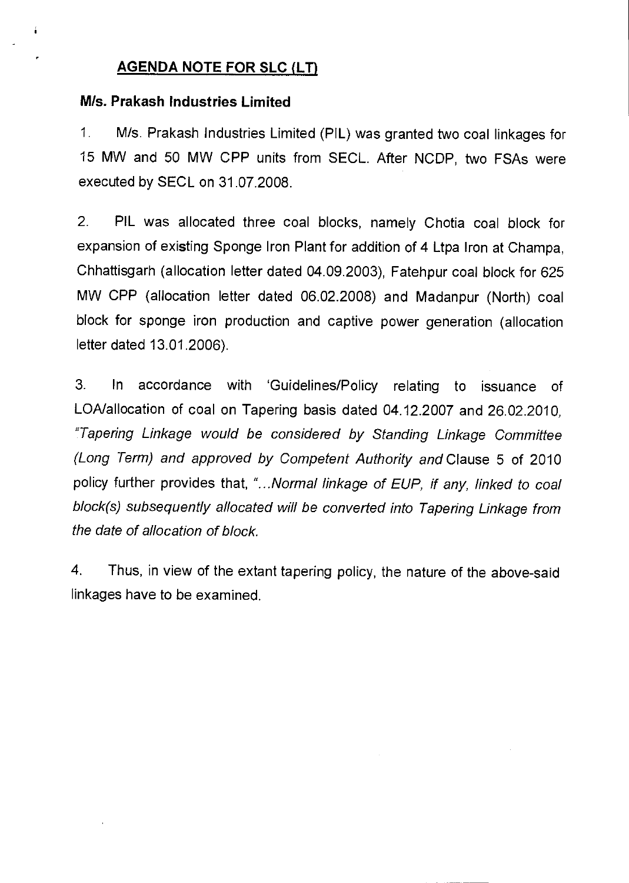## AGENDA NOTE FOR SLC (LT)

**M/s. Prakash Industries Limited**

1. M/s. Prakash Industries Limited (PIL) was granted two coal linkages for 15 MW and 50 MW CPP units from SECL. After NCDP, two FSAs were executed by SECL on 31.07.2008.

2. PIL was allocated three coal blocks, namely Chotia coal block for expansion of existing Sponge Iron Plant for addition of 4 Ltpa Iron at Champa, Chhattisgarh (allocation letter dated 04.09.2003), Fatehpur coal block for 625 MW CPP (allocation letter dated 06.02.2008) and Madanpur (North) coal block for sponge iron production and captive power generation (allocation letter dated 13.01.2006).

3. In accordance with 'Guidelines/Policy relating to issuance of LOA/allocation of coal on Tapering basis dated 04.12.2007 and 26.02.2010, *"Tapering Linkage would be considered by Standing Linkage Committee (Long Term) and approved by Competent Authority and* Clause 5 of 2010 policy further provides that, *"...Normal linkage of EUP, if any, linked to coal block(s) subsequently allocated will be converted into Tapering Linkage from the date of allocation of block.*

4. Thus, in view of the extant tapering policy, the nature of the above-said linkages have to be examined.